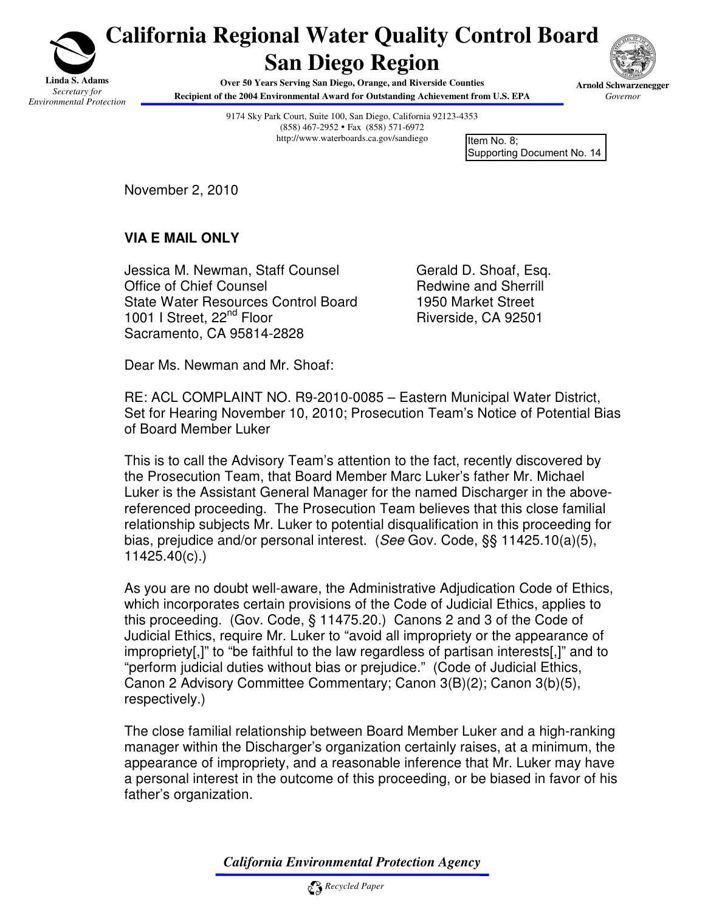# California Regional Water Quality Control Board
## San Diego Region

**Linda S. Adams**
*Secretary for Environmental Protection*

**Over 50 Years Serving San Diego, Orange, and Riverside Counties**
**Recipient of the 2004 Environmental Award for Outstanding Achievement from U.S. EPA**

**Arnold Schwarzenegger**
*Governor*

9174 Sky Park Court, Suite 100, San Diego, California 92123-4353
(858) 467-2952 • Fax (858) 571-6972
http://www.waterboards.ca.gov/sandiego

Item No. 8;
Supporting Document No. 14

November 2, 2010

**VIA E MAIL ONLY**

Jessica M. Newman, Staff Counsel
Office of Chief Counsel
State Water Resources Control Board
1001 I Street, 22nd Floor
Sacramento, CA 95814-2828

Gerald D. Shoaf, Esq.
Redwine and Sherrill
1950 Market Street
Riverside, CA 92501

Dear Ms. Newman and Mr. Shoaf:

RE: ACL COMPLAINT NO. R9-2010-0085 – Eastern Municipal Water District, Set for Hearing November 10, 2010; Prosecution Team's Notice of Potential Bias of Board Member Luker

This is to call the Advisory Team's attention to the fact, recently discovered by the Prosecution Team, that Board Member Marc Luker's father Mr. Michael Luker is the Assistant General Manager for the named Discharger in the above-referenced proceeding. The Prosecution Team believes that this close familial relationship subjects Mr. Luker to potential disqualification in this proceeding for bias, prejudice and/or personal interest. (*See* Gov. Code, §§ 11425.10(a)(5), 11425.40(c).)

As you are no doubt well-aware, the Administrative Adjudication Code of Ethics, which incorporates certain provisions of the Code of Judicial Ethics, applies to this proceeding. (Gov. Code, § 11475.20.) Canons 2 and 3 of the Code of Judicial Ethics, require Mr. Luker to "avoid all impropriety or the appearance of impropriety[,]" to "be faithful to the law regardless of partisan interests[,]" and to "perform judicial duties without bias or prejudice." (Code of Judicial Ethics, Canon 2 Advisory Committee Commentary; Canon 3(B)(2); Canon 3(b)(5), respectively.)

The close familial relationship between Board Member Luker and a high-ranking manager within the Discharger's organization certainly raises, at a minimum, the appearance of impropriety, and a reasonable inference that Mr. Luker may have a personal interest in the outcome of this proceeding, or be biased in favor of his father's organization.

*California Environmental Protection Agency*

*Recycled Paper*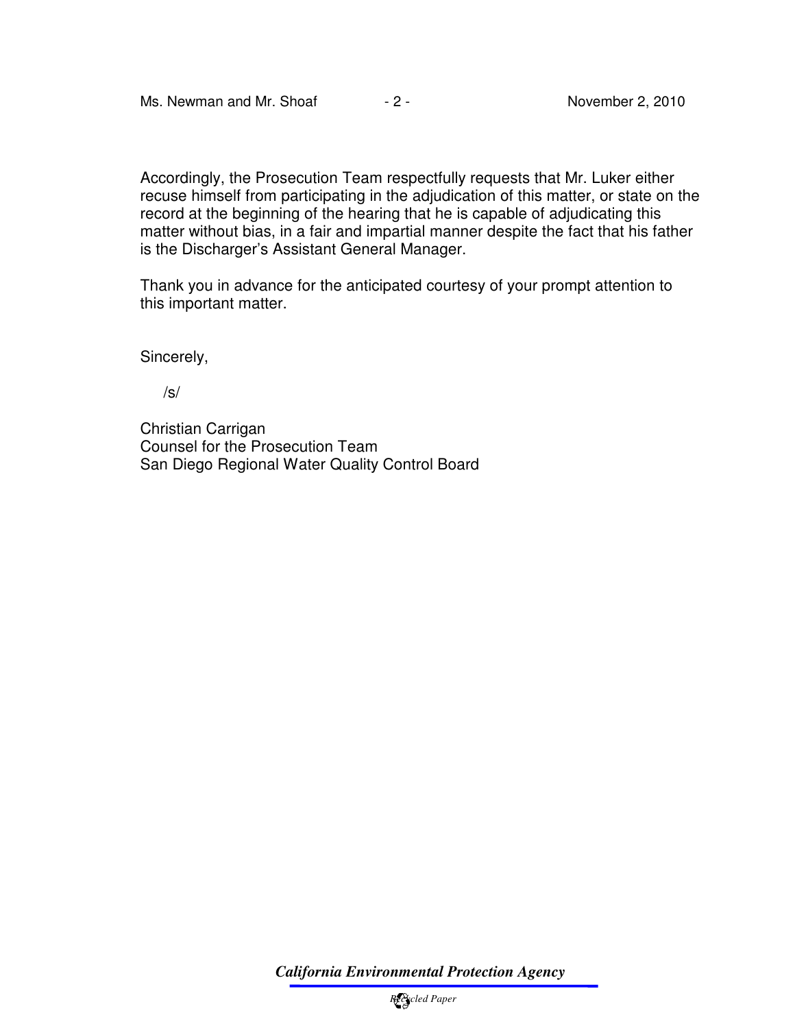Accordingly, the Prosecution Team respectfully requests that Mr. Luker either recuse himself from participating in the adjudication of this matter, or state on the record at the beginning of the hearing that he is capable of adjudicating this matter without bias, in a fair and impartial manner despite the fact that his father is the Discharger's Assistant General Manager.

Thank you in advance for the anticipated courtesy of your prompt attention to this important matter.

Sincerely,

/s/

Christian Carrigan
Counsel for the Prosecution Team
San Diego Regional Water Quality Control Board